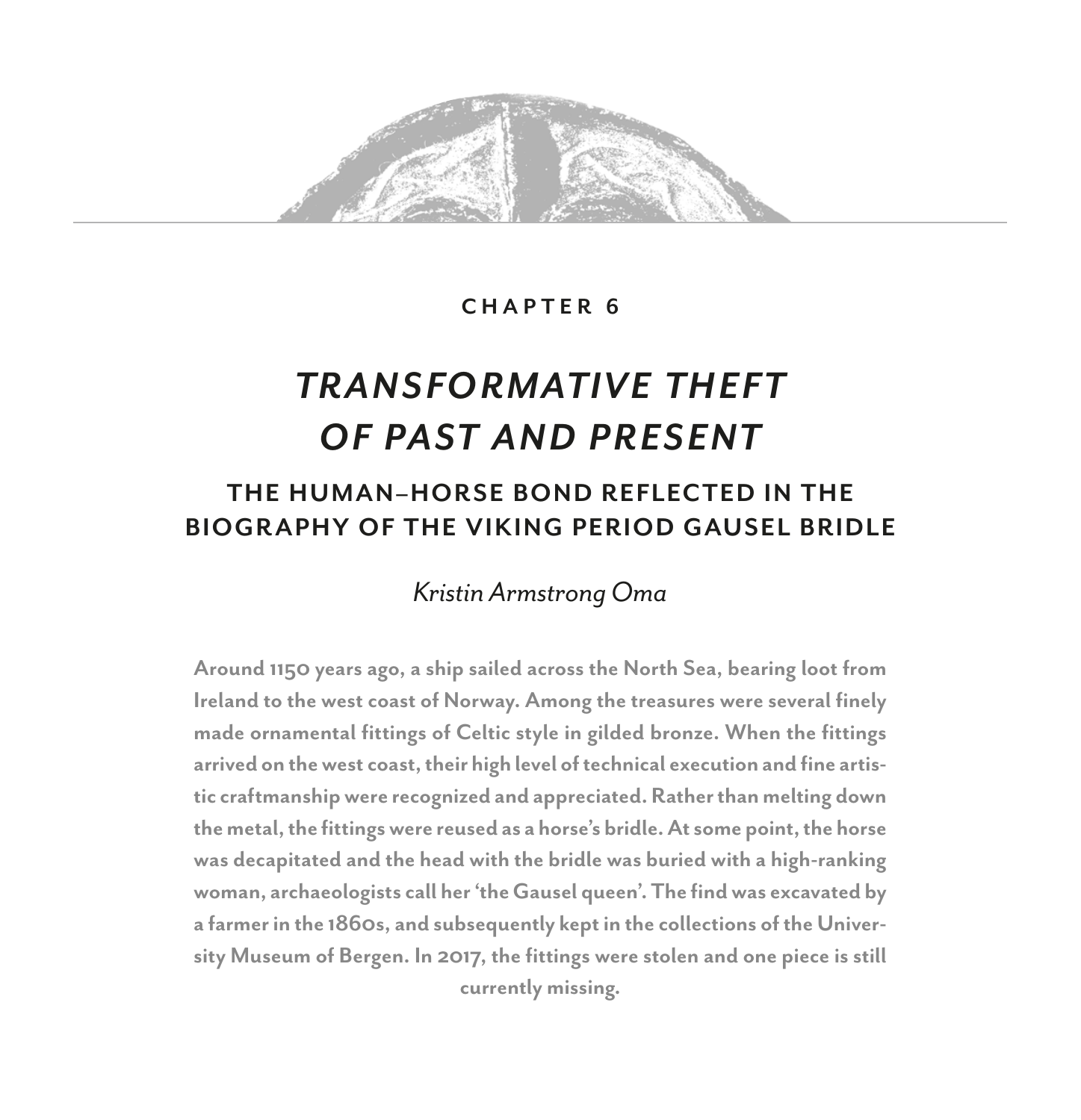CHAPTER 6

# *TRANSFORMATIVE THEFT OF PAST AND PRESENT*

## THE HUMAN–HORSE BOND REFLECTED IN THE BIOGRAPHY OF THE VIKING PERIOD GAUSEL BRIDLE

*Kristin Armstrong Oma*

**Around 1150 years ago, a ship sailed across the North Sea, bearing loot from Ireland to the west coast of Norway. Among the treasures were several finely made ornamental fittings of Celtic style in gilded bronze. When the fittings arrived on the west coast, their high level of technical execution and fine artistic craftmanship were recognized and appreciated. Rather than melting down the metal, the fittings were reused as a horse's bridle. At some point, the horse was decapitated and the head with the bridle was buried with a high-ranking woman, archaeologists call her 'the Gausel queen'. The find was excavated by a farmer in the 1860s, and subsequently kept in the collections of the University Museum of Bergen. In 2017, the fittings were stolen and one piece is still currently missing.**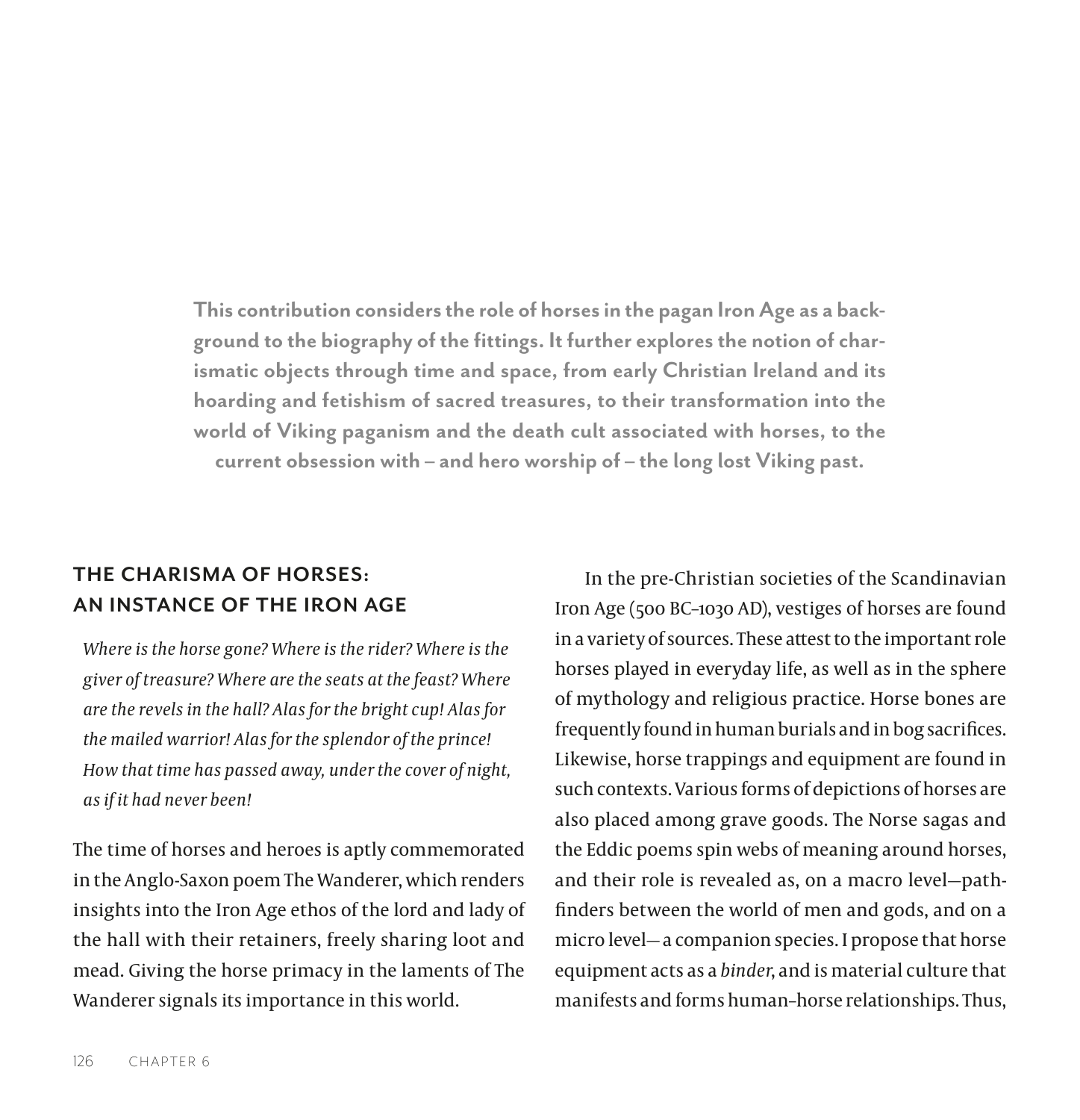**This contribution considers the role of horses in the pagan Iron Age as a background to the biography of the fittings. It further explores the notion of charismatic objects through time and space, from early Christian Ireland and its hoarding and fetishism of sacred treasures, to their transformation into the world of Viking paganism and the death cult associated with horses, to the current obsession with – and hero worship of – the long lost Viking past.**

## THE CHARISMA OF HORSES: AN INSTANCE OF THE IRON AGE

> *Where is the horse gone? Where is the rider? Where is the giver of treasure? Where are the seats at the feast? Where are the revels in the hall? Alas for the bright cup! Alas for the mailed warrior! Alas for the splendor of the prince! How that time has passed away, under the cover of night, as if it had never been!*

The time of horses and heroes is aptly commemorated in the Anglo-Saxon poem The Wanderer, which renders insights into the Iron Age ethos of the lord and lady of the hall with their retainers, freely sharing loot and mead. Giving the horse primacy in the laments of The Wanderer signals its importance in this world.

In the pre-Christian societies of the Scandinavian Iron Age (500 BC–1030 AD), vestiges of horses are found in a variety of sources. These attest to the important role horses played in everyday life, as well as in the sphere of mythology and religious practice. Horse bones are frequently found in human burials and in bog sacrifices. Likewise, horse trappings and equipment are found in such contexts. Various forms of depictions of horses are also placed among grave goods. The Norse sagas and the Eddic poems spin webs of meaning around horses, and their role is revealed as, on a macro level—pathfinders between the world of men and gods, and on a micro level—a companion species. I propose that horse equipment acts as a *binder*, and is material culture that manifests and forms human–horse relationships. Thus,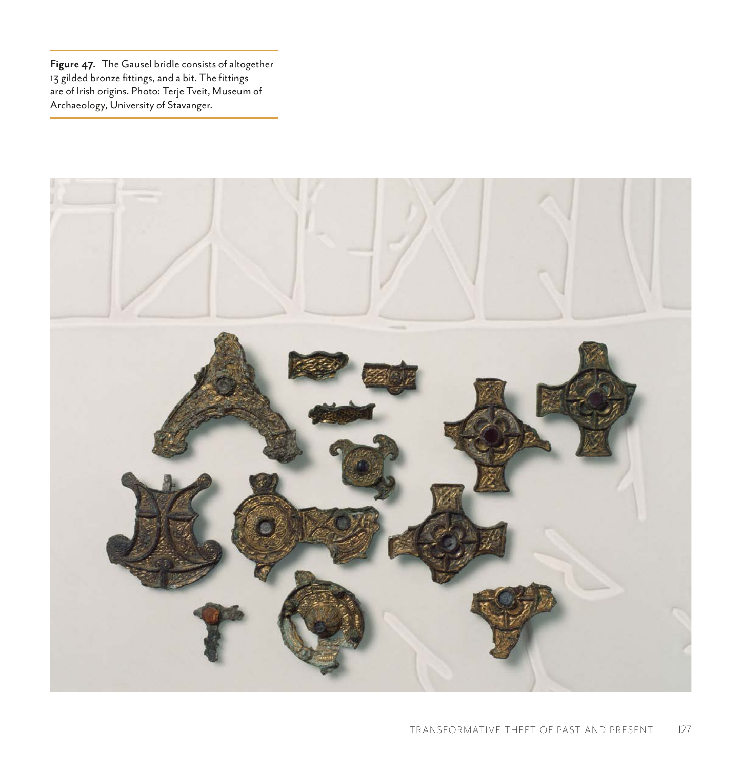**Figure 47.** The Gausel bridle consists of altogether 13 gilded bronze fittings, and a bit. The fittings are of Irish origins. Photo: Terje Tveit, Museum of Archaeology, University of Stavanger.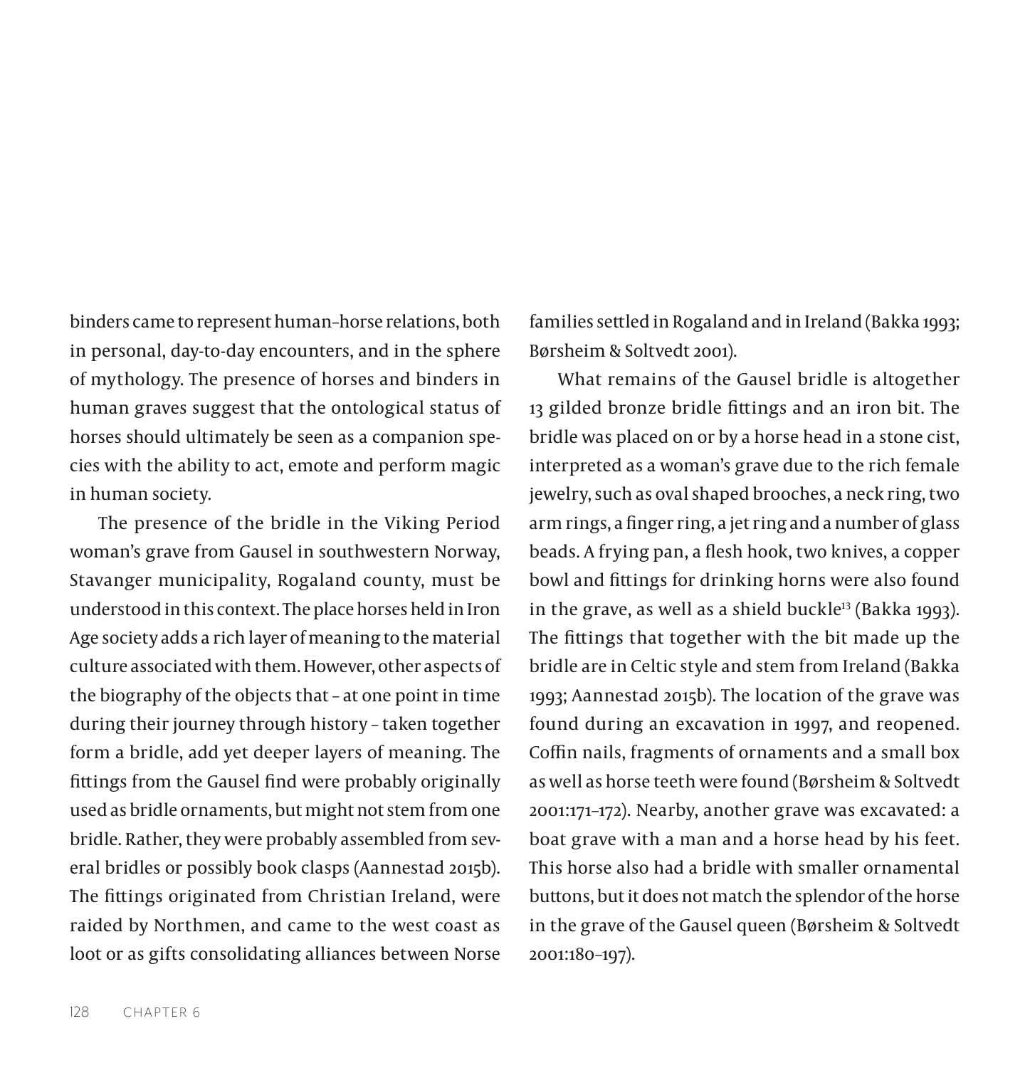binders came to represent human–horse relations, both in personal, day-to-day encounters, and in the sphere of mythology. The presence of horses and binders in human graves suggest that the ontological status of horses should ultimately be seen as a companion species with the ability to act, emote and perform magic in human society.

The presence of the bridle in the Viking Period woman's grave from Gausel in southwestern Norway, Stavanger municipality, Rogaland county, must be understood in this context. The place horses held in Iron Age society adds a rich layer of meaning to the material culture associated with them. However, other aspects of the biography of the objects that – at one point in time during their journey through history – taken together form a bridle, add yet deeper layers of meaning. The fittings from the Gausel find were probably originally used as bridle ornaments, but might not stem from one bridle. Rather, they were probably assembled from several bridles or possibly book clasps (Aannestad 2015b). The fittings originated from Christian Ireland, were raided by Northmen, and came to the west coast as loot or as gifts consolidating alliances between Norse families settled in Rogaland and in Ireland (Bakka 1993; Børsheim & Soltvedt 2001).

What remains of the Gausel bridle is altogether 13 gilded bronze bridle fittings and an iron bit. The bridle was placed on or by a horse head in a stone cist, interpreted as a woman's grave due to the rich female jewelry, such as oval shaped brooches, a neck ring, two arm rings, a finger ring, a jet ring and a number of glass beads. A frying pan, a flesh hook, two knives, a copper bowl and fittings for drinking horns were also found in the grave, as well as a shield buckle[13] (Bakka 1993). The fittings that together with the bit made up the bridle are in Celtic style and stem from Ireland (Bakka 1993; Aannestad 2015b). The location of the grave was found during an excavation in 1997, and reopened. Coffin nails, fragments of ornaments and a small box as well as horse teeth were found (Børsheim & Soltvedt 2001:171–172). Nearby, another grave was excavated: a boat grave with a man and a horse head by his feet. This horse also had a bridle with smaller ornamental buttons, but it does not match the splendor of the horse in the grave of the Gausel queen (Børsheim & Soltvedt 2001:180–197).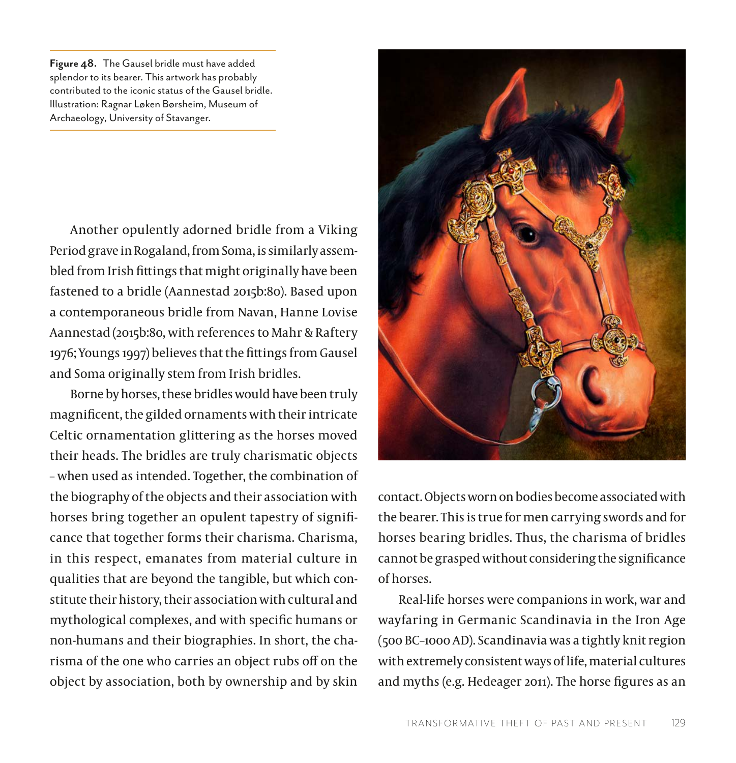Figure 48. The Gausel bridle must have added splendor to its bearer. This artwork has probably contributed to the iconic status of the Gausel bridle. Illustration: Ragnar Løken Børsheim, Museum of Archaeology, University of Stavanger.

Another opulently adorned bridle from a Viking Period grave in Rogaland, from Soma, is similarly assembled from Irish fittings that might originally have been fastened to a bridle (Aannestad 2015b:80). Based upon a contemporaneous bridle from Navan, Hanne Lovise Aannestad (2015b:80, with references to Mahr & Raftery 1976; Youngs 1997) believes that the fittings from Gausel and Soma originally stem from Irish bridles.

Borne by horses, these bridles would have been truly magnificent, the gilded ornaments with their intricate Celtic ornamentation glittering as the horses moved their heads. The bridles are truly charismatic objects – when used as intended. Together, the combination of the biography of the objects and their association with horses bring together an opulent tapestry of significance that together forms their charisma. Charisma, in this respect, emanates from material culture in qualities that are beyond the tangible, but which constitute their history, their association with cultural and mythological complexes, and with specific humans or non-humans and their biographies. In short, the charisma of the one who carries an object rubs off on the object by association, both by ownership and by skin contact. Objects worn on bodies become associated with the bearer. This is true for men carrying swords and for horses bearing bridles. Thus, the charisma of bridles cannot be grasped without considering the significance of horses.

Real-life horses were companions in work, war and wayfaring in Germanic Scandinavia in the Iron Age (500 BC–1000 AD). Scandinavia was a tightly knit region with extremely consistent ways of life, material cultures and myths (e.g. Hedeager 2011). The horse figures as an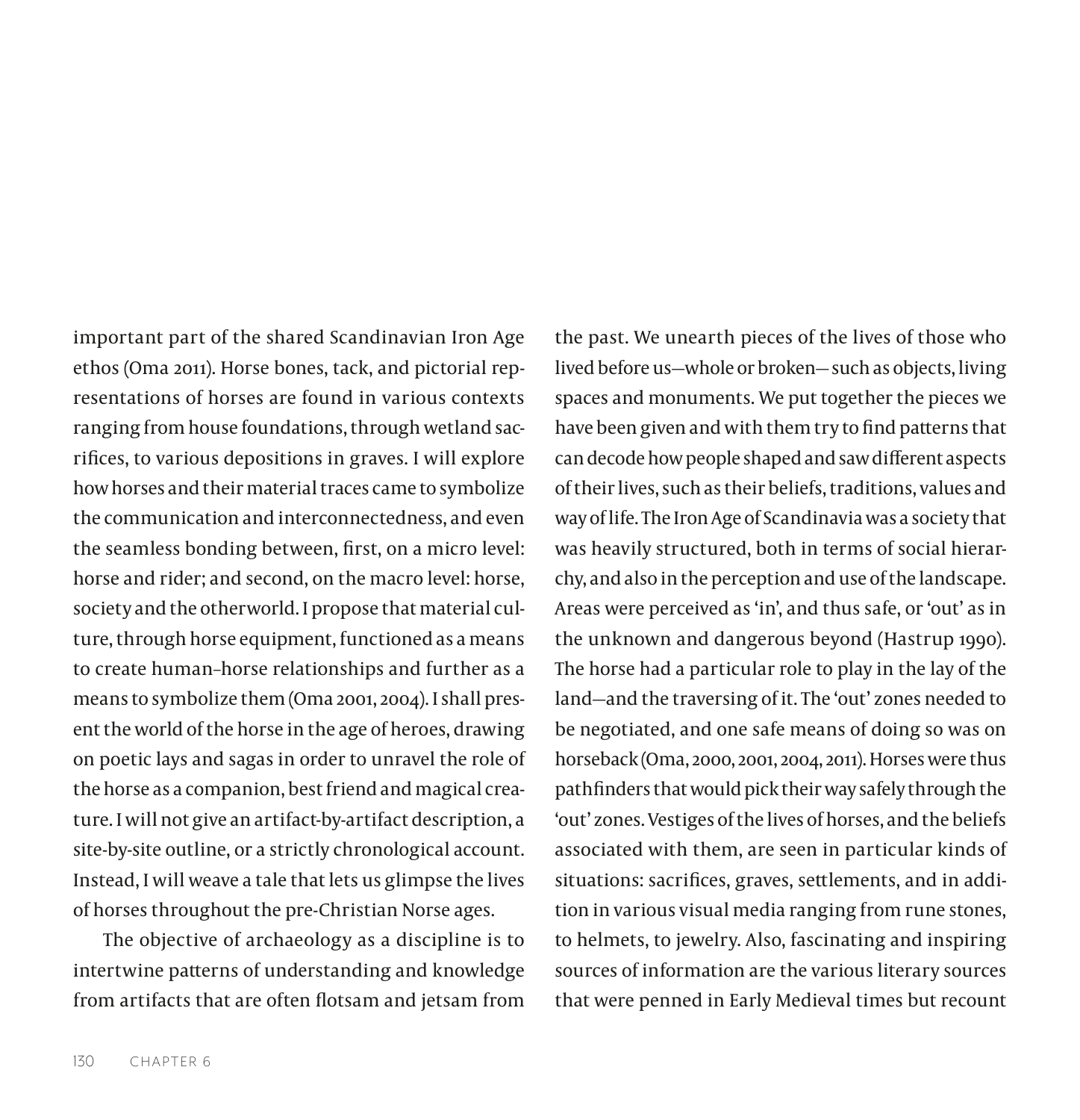important part of the shared Scandinavian Iron Age ethos (Oma 2011). Horse bones, tack, and pictorial representations of horses are found in various contexts ranging from house foundations, through wetland sacrifices, to various depositions in graves. I will explore how horses and their material traces came to symbolize the communication and interconnectedness, and even the seamless bonding between, first, on a micro level: horse and rider; and second, on the macro level: horse, society and the otherworld. I propose that material culture, through horse equipment, functioned as a means to create human–horse relationships and further as a means to symbolize them (Oma 2001, 2004). I shall present the world of the horse in the age of heroes, drawing on poetic lays and sagas in order to unravel the role of the horse as a companion, best friend and magical creature. I will not give an artifact-by-artifact description, a site-by-site outline, or a strictly chronological account. Instead, I will weave a tale that lets us glimpse the lives of horses throughout the pre-Christian Norse ages.

The objective of archaeology as a discipline is to intertwine patterns of understanding and knowledge from artifacts that are often flotsam and jetsam from the past. We unearth pieces of the lives of those who lived before us—whole or broken— such as objects, living spaces and monuments. We put together the pieces we have been given and with them try to find patterns that can decode how people shaped and saw different aspects of their lives, such as their beliefs, traditions, values and way of life. The Iron Age of Scandinavia was a society that was heavily structured, both in terms of social hierarchy, and also in the perception and use of the landscape. Areas were perceived as 'in', and thus safe, or 'out' as in the unknown and dangerous beyond (Hastrup 1990). The horse had a particular role to play in the lay of the land—and the traversing of it. The 'out' zones needed to be negotiated, and one safe means of doing so was on horseback (Oma, 2000, 2001, 2004, 2011). Horses were thus pathfinders that would pick their way safely through the 'out' zones. Vestiges of the lives of horses, and the beliefs associated with them, are seen in particular kinds of situations: sacrifices, graves, settlements, and in addition in various visual media ranging from rune stones, to helmets, to jewelry. Also, fascinating and inspiring sources of information are the various literary sources that were penned in Early Medieval times but recount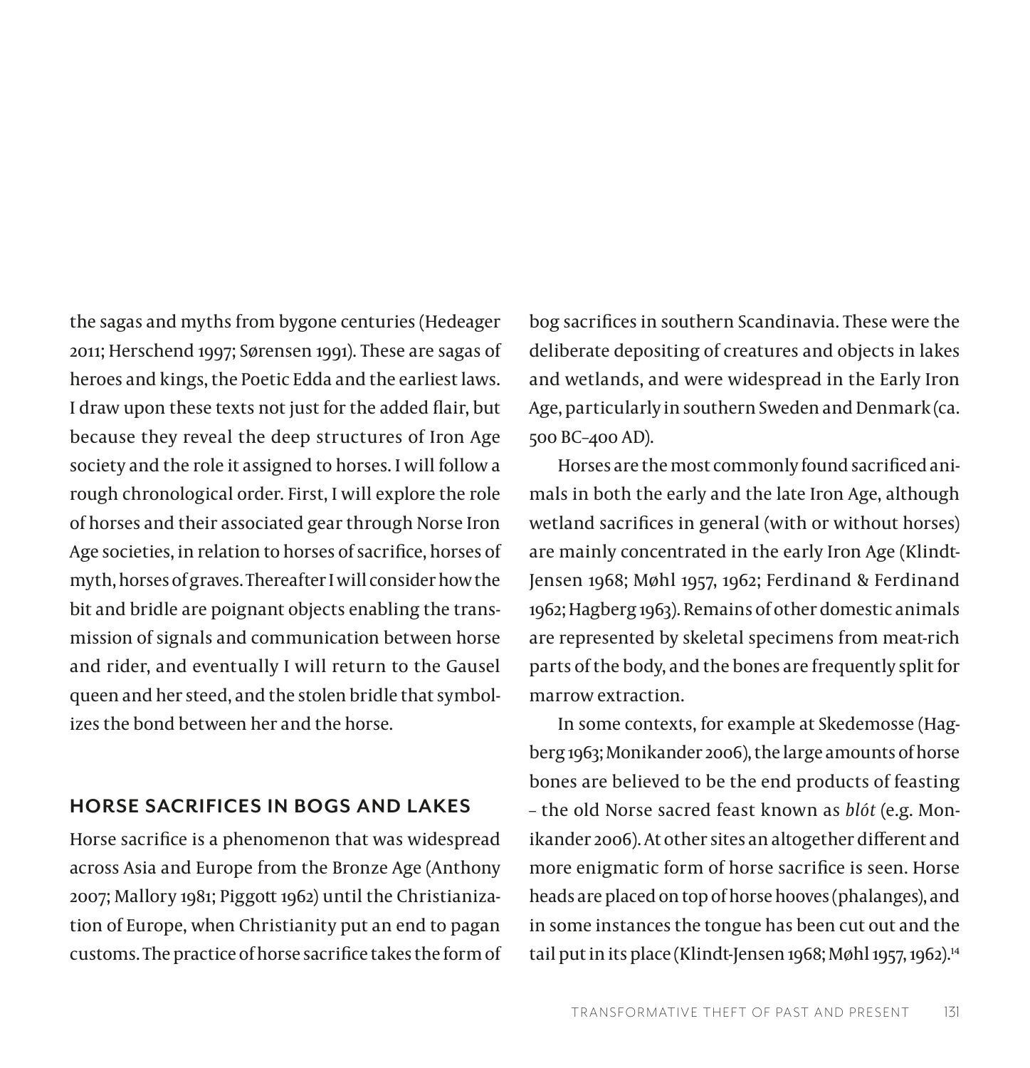the sagas and myths from bygone centuries (Hedeager 2011; Herschend 1997; Sørensen 1991). These are sagas of heroes and kings, the Poetic Edda and the earliest laws. I draw upon these texts not just for the added flair, but because they reveal the deep structures of Iron Age society and the role it assigned to horses. I will follow a rough chronological order. First, I will explore the role of horses and their associated gear through Norse Iron Age societies, in relation to horses of sacrifice, horses of myth, horses of graves. Thereafter I will consider how the bit and bridle are poignant objects enabling the transmission of signals and communication between horse and rider, and eventually I will return to the Gausel queen and her steed, and the stolen bridle that symbolizes the bond between her and the horse.

## HORSE SACRIFICES IN BOGS AND LAKES

Horse sacrifice is a phenomenon that was widespread across Asia and Europe from the Bronze Age (Anthony 2007; Mallory 1981; Piggott 1962) until the Christianization of Europe, when Christianity put an end to pagan customs. The practice of horse sacrifice takes the form of bog sacrifices in southern Scandinavia. These were the deliberate depositing of creatures and objects in lakes and wetlands, and were widespread in the Early Iron Age, particularly in southern Sweden and Denmark (ca. 500 BC–400 AD).

Horses are the most commonly found sacrificed animals in both the early and the late Iron Age, although wetland sacrifices in general (with or without horses) are mainly concentrated in the early Iron Age (Klindt-Jensen 1968; Møhl 1957, 1962; Ferdinand & Ferdinand 1962; Hagberg 1963). Remains of other domestic animals are represented by skeletal specimens from meat-rich parts of the body, and the bones are frequently split for marrow extraction.

In some contexts, for example at Skedemosse (Hagberg 1963; Monikander 2006), the large amounts of horse bones are believed to be the end products of feasting – the old Norse sacred feast known as *blót* (e.g. Monikander 2006). At other sites an altogether different and more enigmatic form of horse sacrifice is seen. Horse heads are placed on top of horse hooves (phalanges), and in some instances the tongue has been cut out and the tail put in its place (Klindt-Jensen 1968; Møhl 1957, 1962).[14]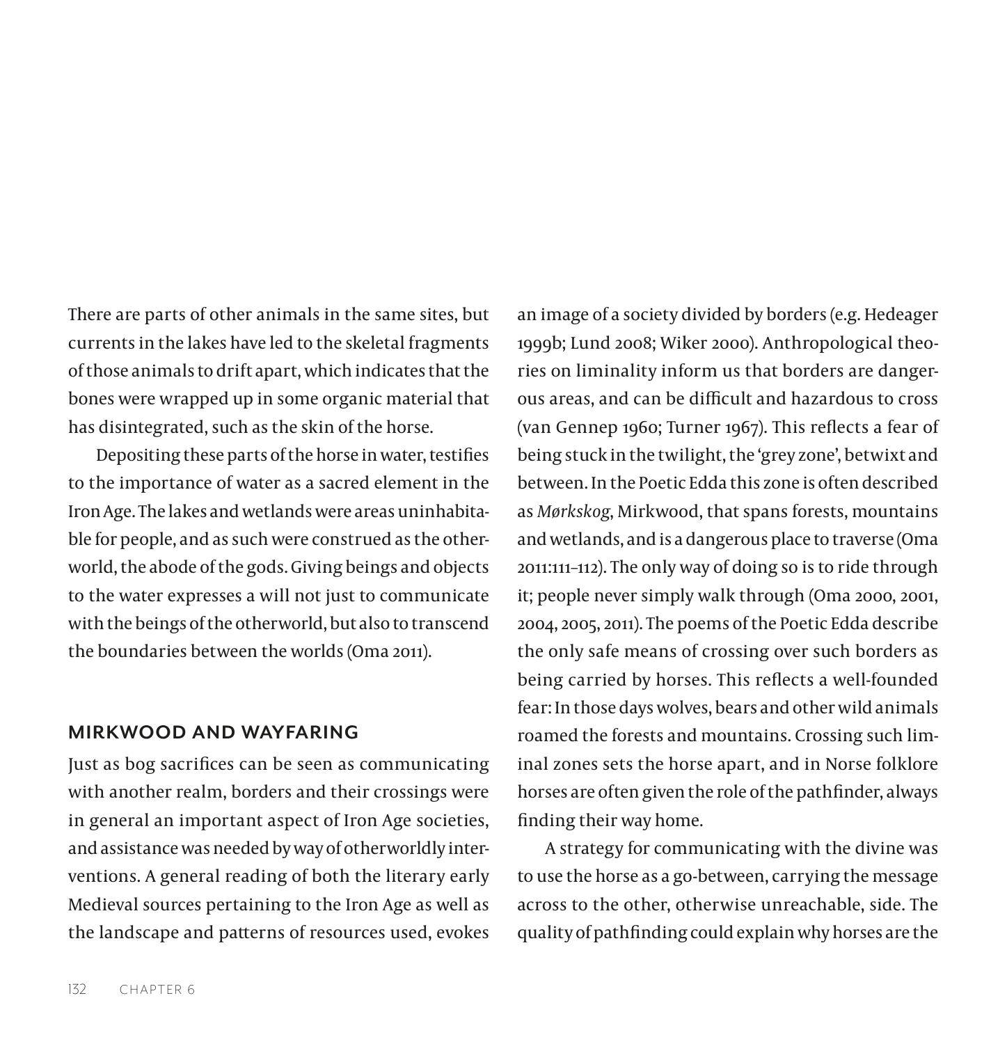There are parts of other animals in the same sites, but currents in the lakes have led to the skeletal fragments of those animals to drift apart, which indicates that the bones were wrapped up in some organic material that has disintegrated, such as the skin of the horse.

Depositing these parts of the horse in water, testifies to the importance of water as a sacred element in the Iron Age. The lakes and wetlands were areas uninhabitable for people, and as such were construed as the otherworld, the abode of the gods. Giving beings and objects to the water expresses a will not just to communicate with the beings of the otherworld, but also to transcend the boundaries between the worlds (Oma 2011).

## MIRKWOOD AND WAYFARING

Just as bog sacrifices can be seen as communicating with another realm, borders and their crossings were in general an important aspect of Iron Age societies, and assistance was needed by way of otherworldly interventions. A general reading of both the literary early Medieval sources pertaining to the Iron Age as well as the landscape and patterns of resources used, evokes an image of a society divided by borders (e.g. Hedeager 1999b; Lund 2008; Wiker 2000). Anthropological theories on liminality inform us that borders are dangerous areas, and can be difficult and hazardous to cross (van Gennep 1960; Turner 1967). This reflects a fear of being stuck in the twilight, the 'grey zone', betwixt and between. In the Poetic Edda this zone is often described as *Mørkskog*, Mirkwood, that spans forests, mountains and wetlands, and is a dangerous place to traverse (Oma 2011:111–112). The only way of doing so is to ride through it; people never simply walk through (Oma 2000, 2001, 2004, 2005, 2011). The poems of the Poetic Edda describe the only safe means of crossing over such borders as being carried by horses. This reflects a well-founded fear: In those days wolves, bears and other wild animals roamed the forests and mountains. Crossing such liminal zones sets the horse apart, and in Norse folklore horses are often given the role of the pathfinder, always finding their way home.

A strategy for communicating with the divine was to use the horse as a go-between, carrying the message across to the other, otherwise unreachable, side. The quality of pathfinding could explain why horses are the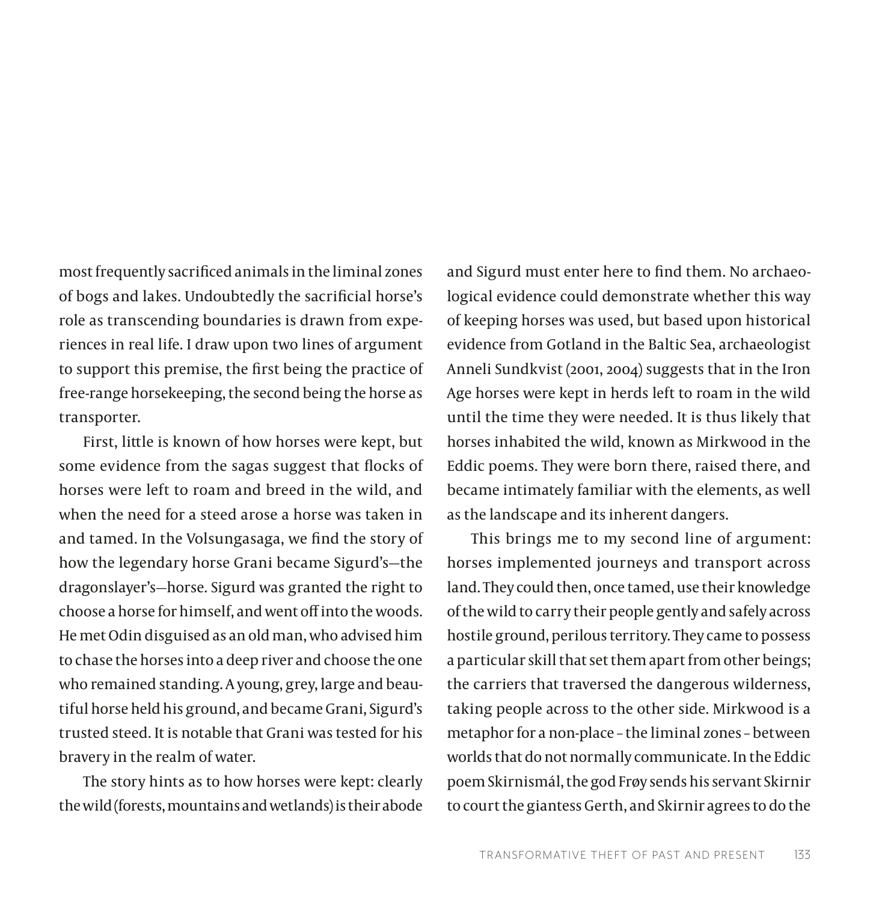most frequently sacrificed animals in the liminal zones of bogs and lakes. Undoubtedly the sacrificial horse's role as transcending boundaries is drawn from experiences in real life. I draw upon two lines of argument to support this premise, the first being the practice of free-range horsekeeping, the second being the horse as transporter.

First, little is known of how horses were kept, but some evidence from the sagas suggest that flocks of horses were left to roam and breed in the wild, and when the need for a steed arose a horse was taken in and tamed. In the Volsungasaga, we find the story of how the legendary horse Grani became Sigurd's—the dragonslayer's—horse. Sigurd was granted the right to choose a horse for himself, and went off into the woods. He met Odin disguised as an old man, who advised him to chase the horses into a deep river and choose the one who remained standing. A young, grey, large and beautiful horse held his ground, and became Grani, Sigurd's trusted steed. It is notable that Grani was tested for his bravery in the realm of water.

The story hints as to how horses were kept: clearly the wild (forests, mountains and wetlands) is their abode and Sigurd must enter here to find them. No archaeological evidence could demonstrate whether this way of keeping horses was used, but based upon historical evidence from Gotland in the Baltic Sea, archaeologist Anneli Sundkvist (2001, 2004) suggests that in the Iron Age horses were kept in herds left to roam in the wild until the time they were needed. It is thus likely that horses inhabited the wild, known as Mirkwood in the Eddic poems. They were born there, raised there, and became intimately familiar with the elements, as well as the landscape and its inherent dangers.

This brings me to my second line of argument: horses implemented journeys and transport across land. They could then, once tamed, use their knowledge of the wild to carry their people gently and safely across hostile ground, perilous territory. They came to possess a particular skill that set them apart from other beings; the carriers that traversed the dangerous wilderness, taking people across to the other side. Mirkwood is a metaphor for a non-place – the liminal zones – between worlds that do not normally communicate. In the Eddic poem Skirnismál, the god Frøy sends his servant Skirnir to court the giantess Gerth, and Skirnir agrees to do the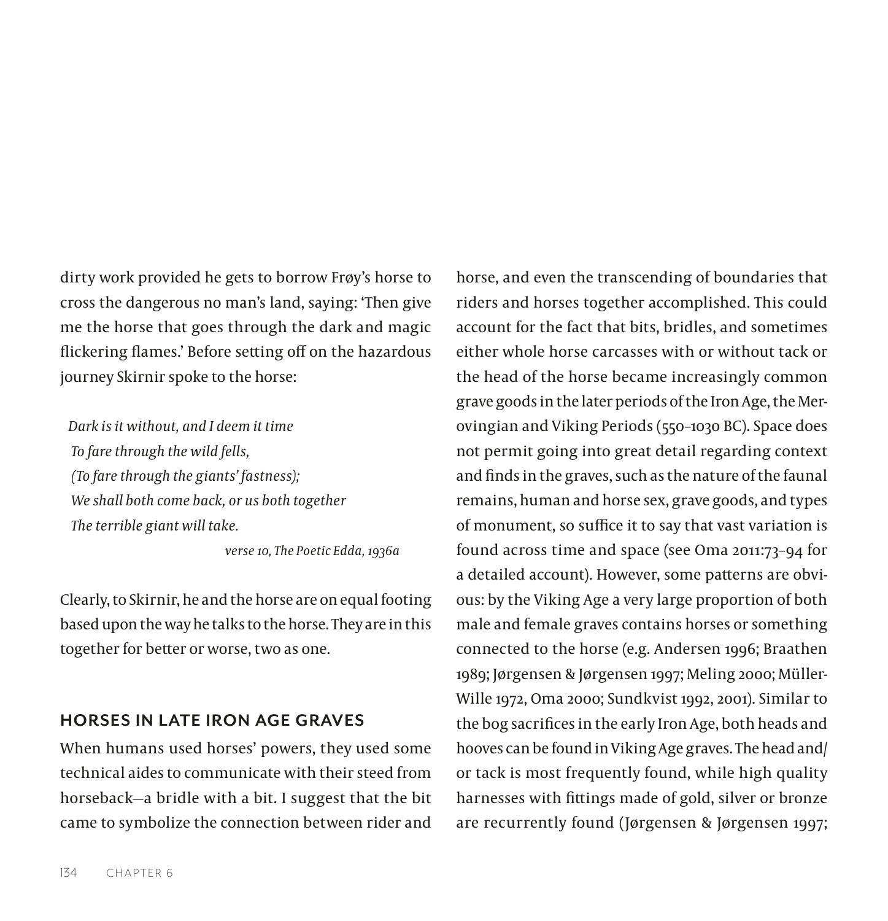dirty work provided he gets to borrow Frøy's horse to cross the dangerous no man's land, saying: 'Then give me the horse that goes through the dark and magic flickering flames.' Before setting off on the hazardous journey Skirnir spoke to the horse:

> *Dark is it without, and I deem it time*
> *To fare through the wild fells,*
> *(To fare through the giants' fastness);*
> *We shall both come back, or us both together*
> *The terrible giant will take.*
>
> *verse 10, The Poetic Edda, 1936a*

Clearly, to Skirnir, he and the horse are on equal footing based upon the way he talks to the horse. They are in this together for better or worse, two as one.

## HORSES IN LATE IRON AGE GRAVES

When humans used horses' powers, they used some technical aides to communicate with their steed from horseback—a bridle with a bit. I suggest that the bit came to symbolize the connection between rider and horse, and even the transcending of boundaries that riders and horses together accomplished. This could account for the fact that bits, bridles, and sometimes either whole horse carcasses with or without tack or the head of the horse became increasingly common grave goods in the later periods of the Iron Age, the Merovingian and Viking Periods (550–1030 BC). Space does not permit going into great detail regarding context and finds in the graves, such as the nature of the faunal remains, human and horse sex, grave goods, and types of monument, so suffice it to say that vast variation is found across time and space (see Oma 2011:73–94 for a detailed account). However, some patterns are obvious: by the Viking Age a very large proportion of both male and female graves contains horses or something connected to the horse (e.g. Andersen 1996; Braathen 1989; Jørgensen & Jørgensen 1997; Meling 2000; Müller-Wille 1972, Oma 2000; Sundkvist 1992, 2001). Similar to the bog sacrifices in the early Iron Age, both heads and hooves can be found in Viking Age graves. The head and/or tack is most frequently found, while high quality harnesses with fittings made of gold, silver or bronze are recurrently found (Jørgensen & Jørgensen 1997;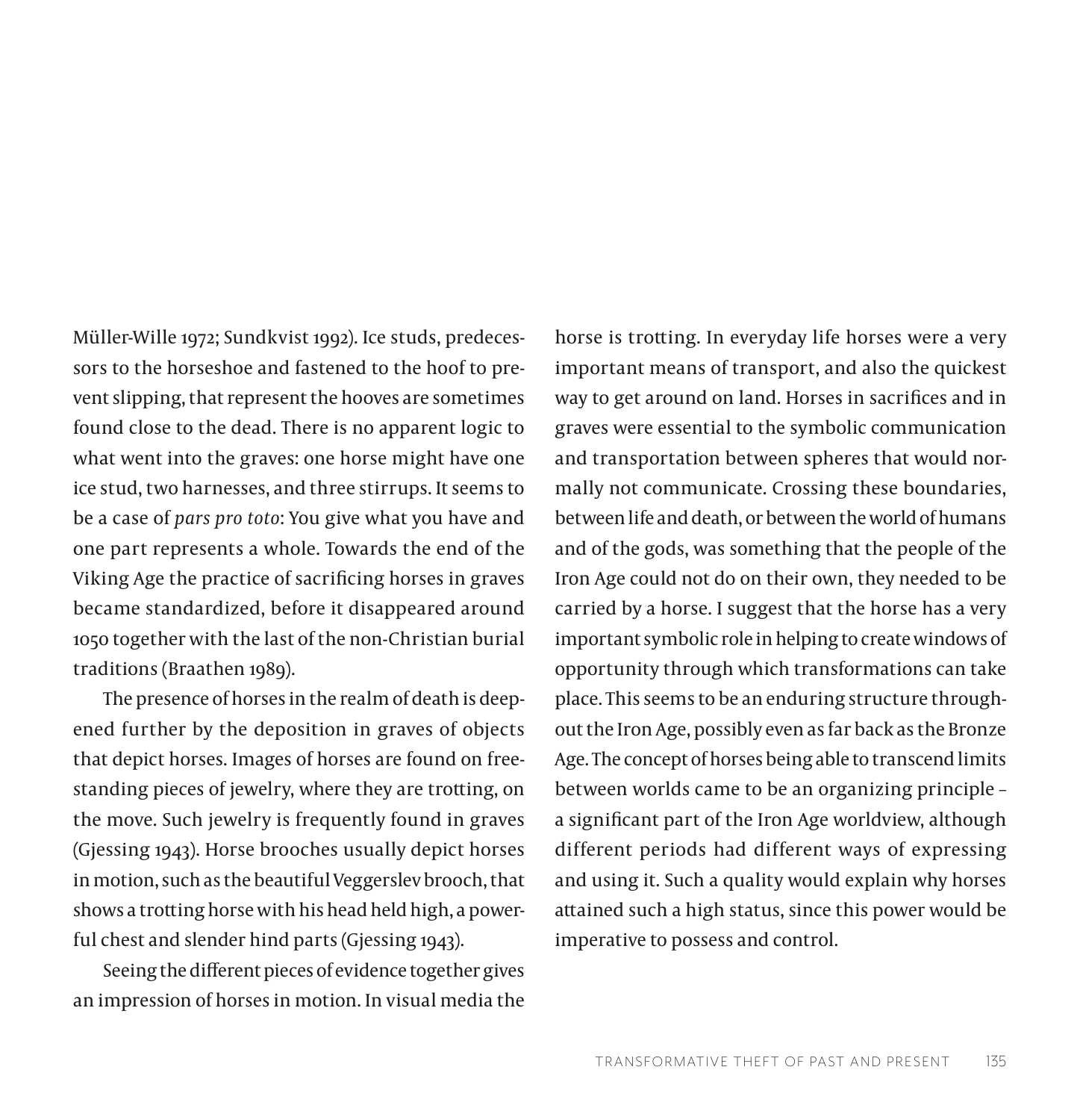Müller-Wille 1972; Sundkvist 1992). Ice studs, predecessors to the horseshoe and fastened to the hoof to prevent slipping, that represent the hooves are sometimes found close to the dead. There is no apparent logic to what went into the graves: one horse might have one ice stud, two harnesses, and three stirrups. It seems to be a case of *pars pro toto*: You give what you have and one part represents a whole. Towards the end of the Viking Age the practice of sacrificing horses in graves became standardized, before it disappeared around 1050 together with the last of the non-Christian burial traditions (Braathen 1989).

The presence of horses in the realm of death is deepened further by the deposition in graves of objects that depict horses. Images of horses are found on freestanding pieces of jewelry, where they are trotting, on the move. Such jewelry is frequently found in graves (Gjessing 1943). Horse brooches usually depict horses in motion, such as the beautiful Veggerslev brooch, that shows a trotting horse with his head held high, a powerful chest and slender hind parts (Gjessing 1943).

Seeing the different pieces of evidence together gives an impression of horses in motion. In visual media the horse is trotting. In everyday life horses were a very important means of transport, and also the quickest way to get around on land. Horses in sacrifices and in graves were essential to the symbolic communication and transportation between spheres that would normally not communicate. Crossing these boundaries, between life and death, or between the world of humans and of the gods, was something that the people of the Iron Age could not do on their own, they needed to be carried by a horse. I suggest that the horse has a very important symbolic role in helping to create windows of opportunity through which transformations can take place. This seems to be an enduring structure throughout the Iron Age, possibly even as far back as the Bronze Age. The concept of horses being able to transcend limits between worlds came to be an organizing principle – a significant part of the Iron Age worldview, although different periods had different ways of expressing and using it. Such a quality would explain why horses attained such a high status, since this power would be imperative to possess and control.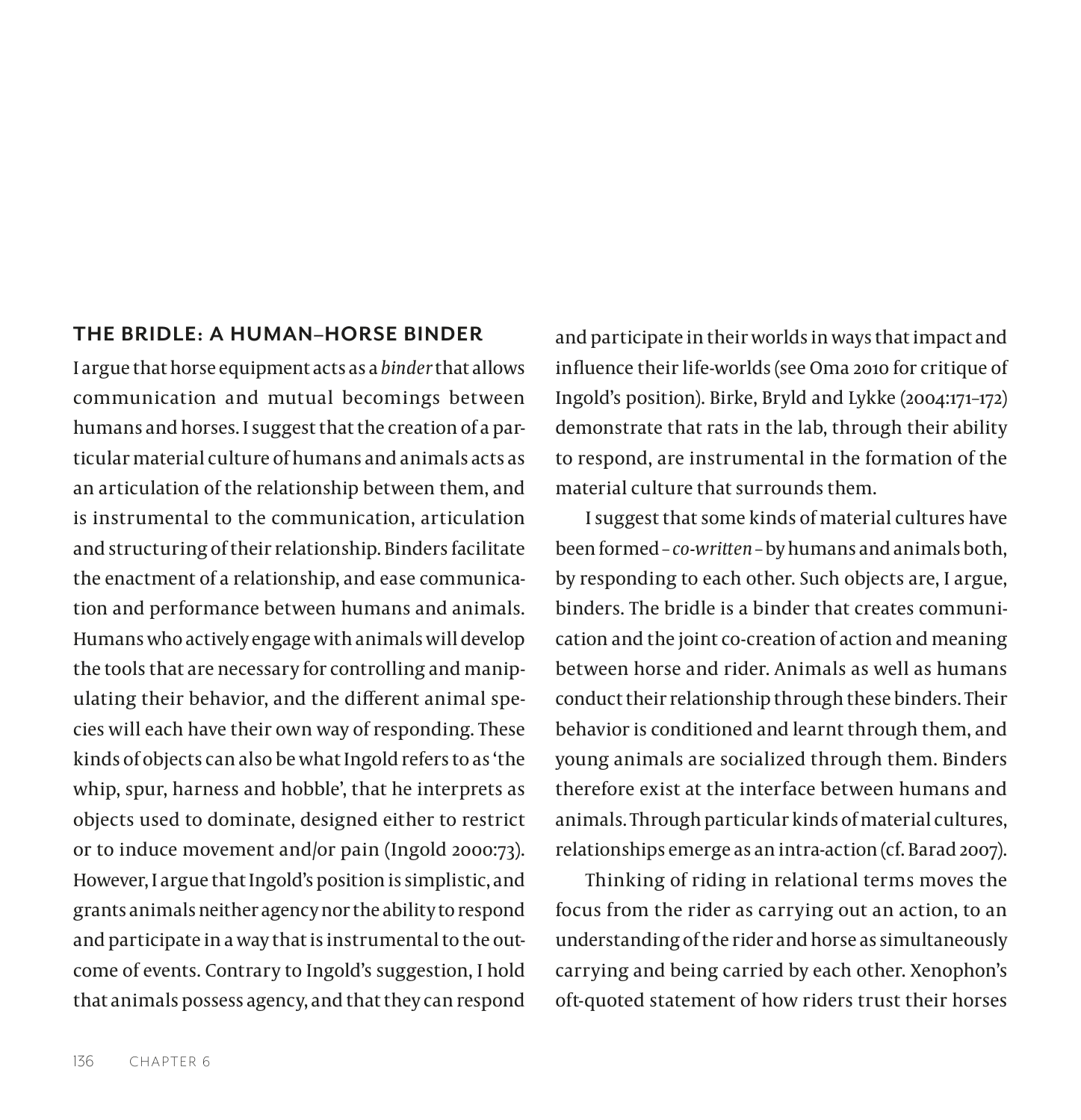## THE BRIDLE: A HUMAN–HORSE BINDER

I argue that horse equipment acts as a *binder* that allows communication and mutual becomings between humans and horses. I suggest that the creation of a particular material culture of humans and animals acts as an articulation of the relationship between them, and is instrumental to the communication, articulation and structuring of their relationship. Binders facilitate the enactment of a relationship, and ease communication and performance between humans and animals. Humans who actively engage with animals will develop the tools that are necessary for controlling and manipulating their behavior, and the different animal species will each have their own way of responding. These kinds of objects can also be what Ingold refers to as 'the whip, spur, harness and hobble', that he interprets as objects used to dominate, designed either to restrict or to induce movement and/or pain (Ingold 2000:73). However, I argue that Ingold's position is simplistic, and grants animals neither agency nor the ability to respond and participate in a way that is instrumental to the outcome of events. Contrary to Ingold's suggestion, I hold that animals possess agency, and that they can respond and participate in their worlds in ways that impact and influence their life-worlds (see Oma 2010 for critique of Ingold's position). Birke, Bryld and Lykke (2004:171–172) demonstrate that rats in the lab, through their ability to respond, are instrumental in the formation of the material culture that surrounds them.

I suggest that some kinds of material cultures have been formed – *co-written* – by humans and animals both, by responding to each other. Such objects are, I argue, binders. The bridle is a binder that creates communication and the joint co-creation of action and meaning between horse and rider. Animals as well as humans conduct their relationship through these binders. Their behavior is conditioned and learnt through them, and young animals are socialized through them. Binders therefore exist at the interface between humans and animals. Through particular kinds of material cultures, relationships emerge as an intra-action (cf. Barad 2007).

Thinking of riding in relational terms moves the focus from the rider as carrying out an action, to an understanding of the rider and horse as simultaneously carrying and being carried by each other. Xenophon's oft-quoted statement of how riders trust their horses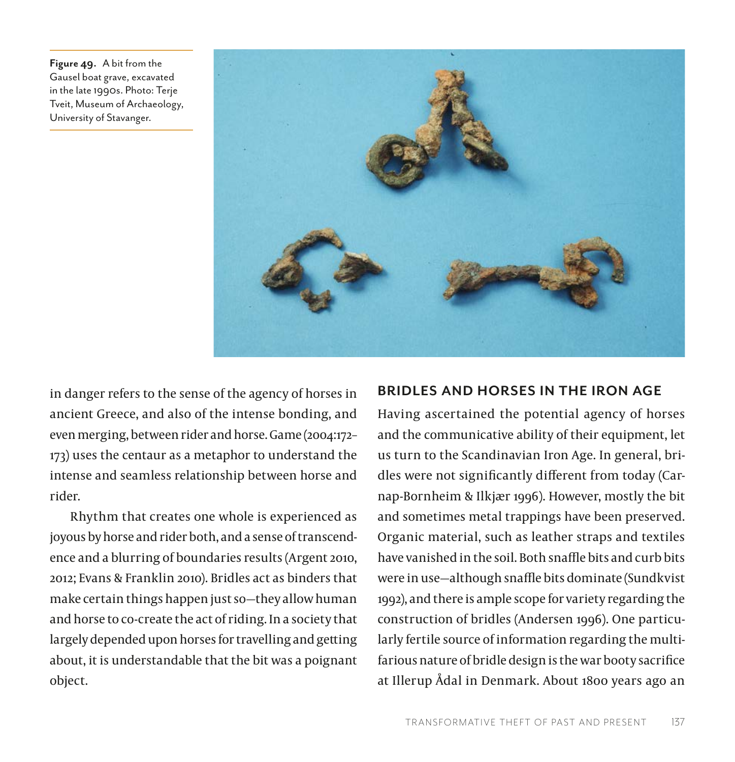Figure 49. A bit from the Gausel boat grave, excavated in the late 1990s. Photo: Terje Tveit, Museum of Archaeology, University of Stavanger.

in danger refers to the sense of the agency of horses in ancient Greece, and also of the intense bonding, and even merging, between rider and horse. Game (2004:172–173) uses the centaur as a metaphor to understand the intense and seamless relationship between horse and rider.

Rhythm that creates one whole is experienced as joyous by horse and rider both, and a sense of transcendence and a blurring of boundaries results (Argent 2010, 2012; Evans & Franklin 2010). Bridles act as binders that make certain things happen just so—they allow human and horse to co-create the act of riding. In a society that largely depended upon horses for travelling and getting about, it is understandable that the bit was a poignant object.

## BRIDLES AND HORSES IN THE IRON AGE

Having ascertained the potential agency of horses and the communicative ability of their equipment, let us turn to the Scandinavian Iron Age. In general, bridles were not significantly different from today (Carnap-Bornheim & Ilkjær 1996). However, mostly the bit and sometimes metal trappings have been preserved. Organic material, such as leather straps and textiles have vanished in the soil. Both snaffle bits and curb bits were in use—although snaffle bits dominate (Sundkvist 1992), and there is ample scope for variety regarding the construction of bridles (Andersen 1996). One particularly fertile source of information regarding the multifarious nature of bridle design is the war booty sacrifice at Illerup Ådal in Denmark. About 1800 years ago an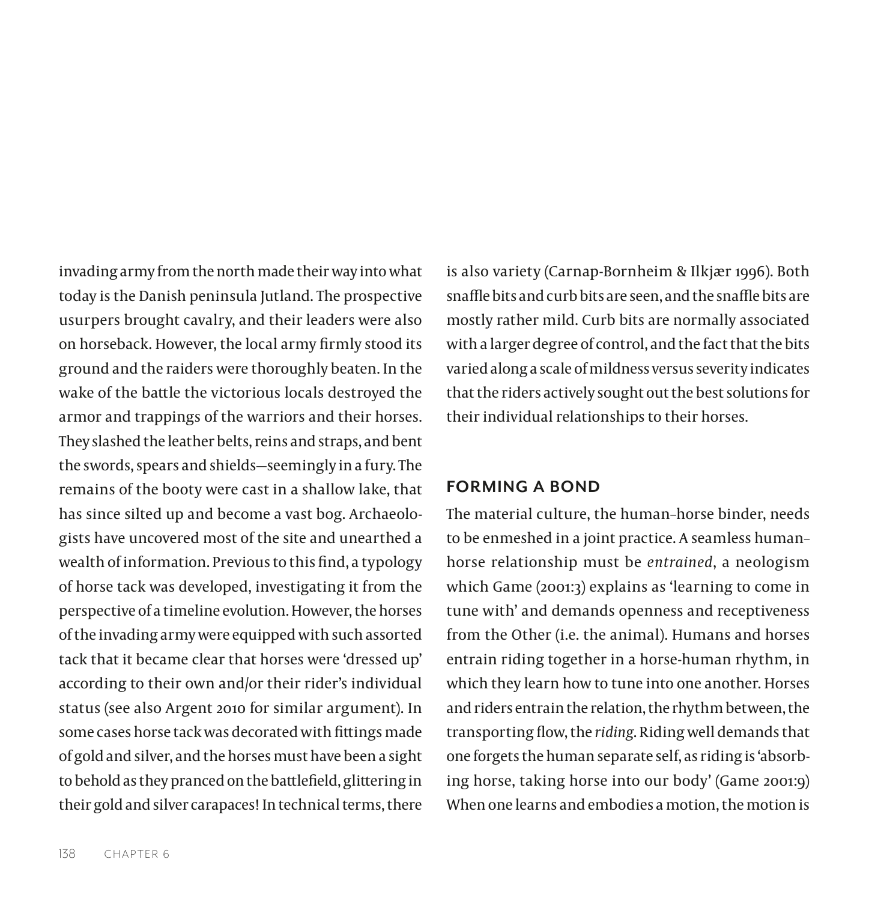invading army from the north made their way into what today is the Danish peninsula Jutland. The prospective usurpers brought cavalry, and their leaders were also on horseback. However, the local army firmly stood its ground and the raiders were thoroughly beaten. In the wake of the battle the victorious locals destroyed the armor and trappings of the warriors and their horses. They slashed the leather belts, reins and straps, and bent the swords, spears and shields—seemingly in a fury. The remains of the booty were cast in a shallow lake, that has since silted up and become a vast bog. Archaeologists have uncovered most of the site and unearthed a wealth of information. Previous to this find, a typology of horse tack was developed, investigating it from the perspective of a timeline evolution. However, the horses of the invading army were equipped with such assorted tack that it became clear that horses were 'dressed up' according to their own and/or their rider's individual status (see also Argent 2010 for similar argument). In some cases horse tack was decorated with fittings made of gold and silver, and the horses must have been a sight to behold as they pranced on the battlefield, glittering in their gold and silver carapaces! In technical terms, there is also variety (Carnap-Bornheim & Ilkjær 1996). Both snaffle bits and curb bits are seen, and the snaffle bits are mostly rather mild. Curb bits are normally associated with a larger degree of control, and the fact that the bits varied along a scale of mildness versus severity indicates that the riders actively sought out the best solutions for their individual relationships to their horses.

## FORMING A BOND

The material culture, the human–horse binder, needs to be enmeshed in a joint practice. A seamless human–horse relationship must be *entrained*, a neologism which Game (2001:3) explains as 'learning to come in tune with' and demands openness and receptiveness from the Other (i.e. the animal). Humans and horses entrain riding together in a horse-human rhythm, in which they learn how to tune into one another. Horses and riders entrain the relation, the rhythm between, the transporting flow, the *riding*. Riding well demands that one forgets the human separate self, as riding is 'absorbing horse, taking horse into our body' (Game 2001:9) When one learns and embodies a motion, the motion is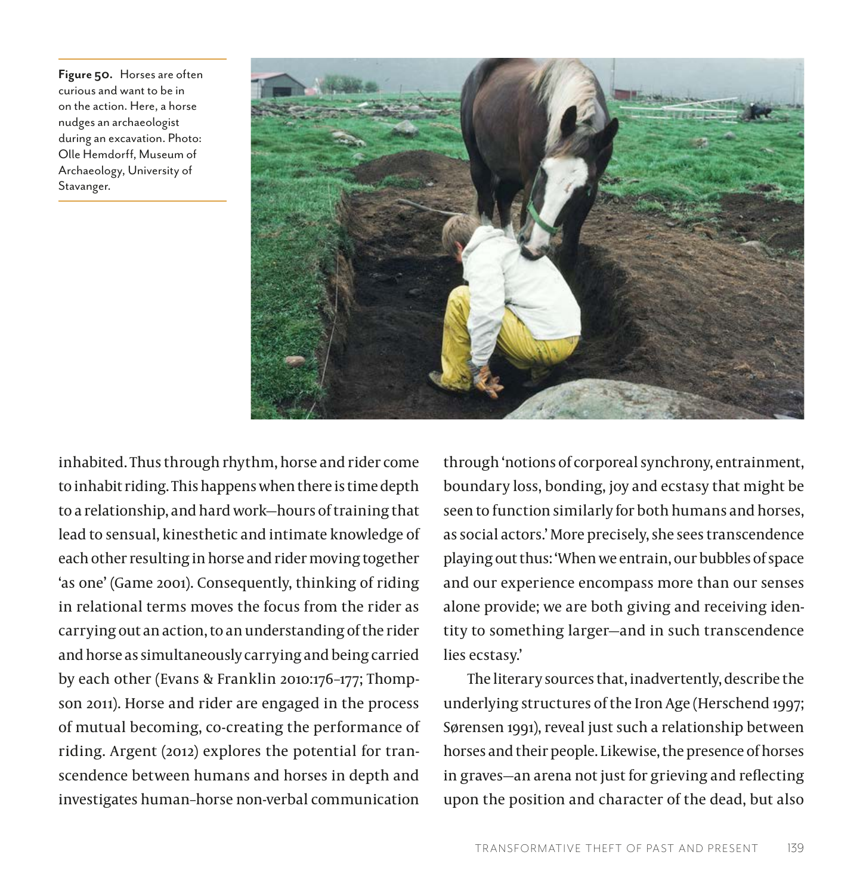**Figure 50.** Horses are often curious and want to be in on the action. Here, a horse nudges an archaeologist during an excavation. Photo: Olle Hemdorff, Museum of Archaeology, University of Stavanger.

inhabited. Thus through rhythm, horse and rider come to inhabit riding. This happens when there is time depth to a relationship, and hard work—hours of training that lead to sensual, kinesthetic and intimate knowledge of each other resulting in horse and rider moving together 'as one' (Game 2001). Consequently, thinking of riding in relational terms moves the focus from the rider as carrying out an action, to an understanding of the rider and horse as simultaneously carrying and being carried by each other (Evans & Franklin 2010:176–177; Thompson 2011). Horse and rider are engaged in the process of mutual becoming, co-creating the performance of riding. Argent (2012) explores the potential for transcendence between humans and horses in depth and investigates human–horse non-verbal communication through 'notions of corporeal synchrony, entrainment, boundary loss, bonding, joy and ecstasy that might be seen to function similarly for both humans and horses, as social actors.' More precisely, she sees transcendence playing out thus: 'When we entrain, our bubbles of space and our experience encompass more than our senses alone provide; we are both giving and receiving identity to something larger—and in such transcendence lies ecstasy.'

The literary sources that, inadvertently, describe the underlying structures of the Iron Age (Herschend 1997; Sørensen 1991), reveal just such a relationship between horses and their people. Likewise, the presence of horses in graves—an arena not just for grieving and reflecting upon the position and character of the dead, but also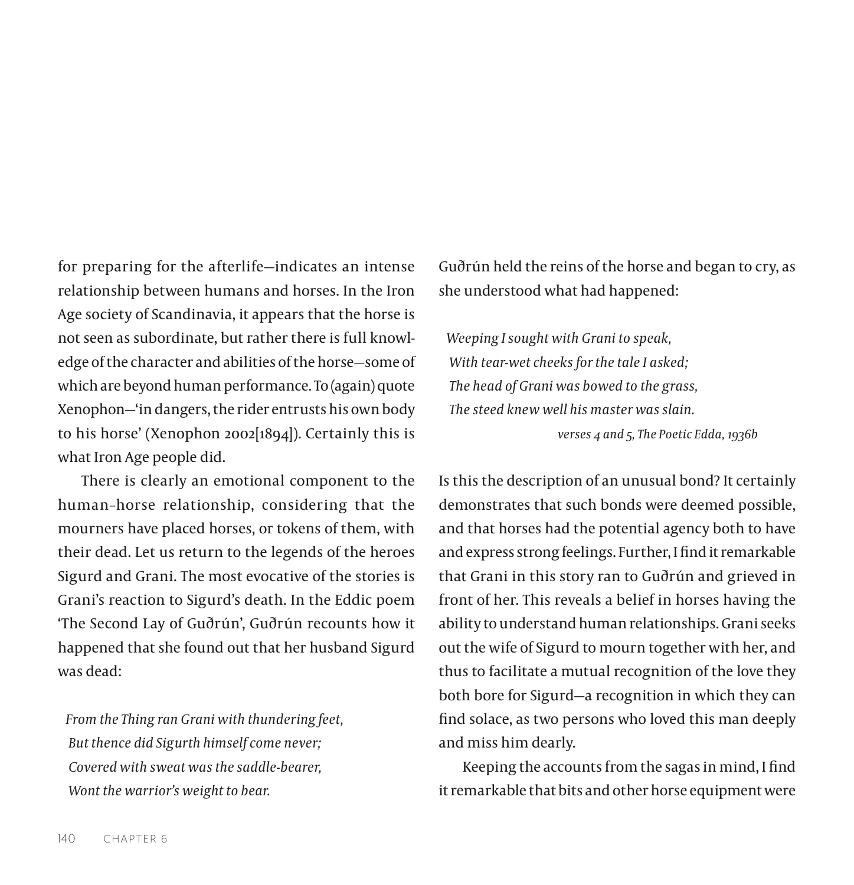for preparing for the afterlife—indicates an intense relationship between humans and horses. In the Iron Age society of Scandinavia, it appears that the horse is not seen as subordinate, but rather there is full knowledge of the character and abilities of the horse—some of which are beyond human performance. To (again) quote Xenophon—'in dangers, the rider entrusts his own body to his horse' (Xenophon 2002[1894]). Certainly this is what Iron Age people did.

There is clearly an emotional component to the human–horse relationship, considering that the mourners have placed horses, or tokens of them, with their dead. Let us return to the legends of the heroes Sigurd and Grani. The most evocative of the stories is Grani's reaction to Sigurd's death. In the Eddic poem 'The Second Lay of Guðrún', Guðrún recounts how it happened that she found out that her husband Sigurd was dead:

> *From the Thing ran Grani with thundering feet,*
> *But thence did Sigurth himself come never;*
> *Covered with sweat was the saddle-bearer,*
> *Wont the warrior's weight to bear.*

Guðrún held the reins of the horse and began to cry, as she understood what had happened:

> *Weeping I sought with Grani to speak,*
> *With tear-wet cheeks for the tale I asked;*
> *The head of Grani was bowed to the grass,*
> *The steed knew well his master was slain.*
>
> *verses 4 and 5, The Poetic Edda, 1936b*

Is this the description of an unusual bond? It certainly demonstrates that such bonds were deemed possible, and that horses had the potential agency both to have and express strong feelings. Further, I find it remarkable that Grani in this story ran to Guðrún and grieved in front of her. This reveals a belief in horses having the ability to understand human relationships. Grani seeks out the wife of Sigurd to mourn together with her, and thus to facilitate a mutual recognition of the love they both bore for Sigurd—a recognition in which they can find solace, as two persons who loved this man deeply and miss him dearly.

Keeping the accounts from the sagas in mind, I find it remarkable that bits and other horse equipment were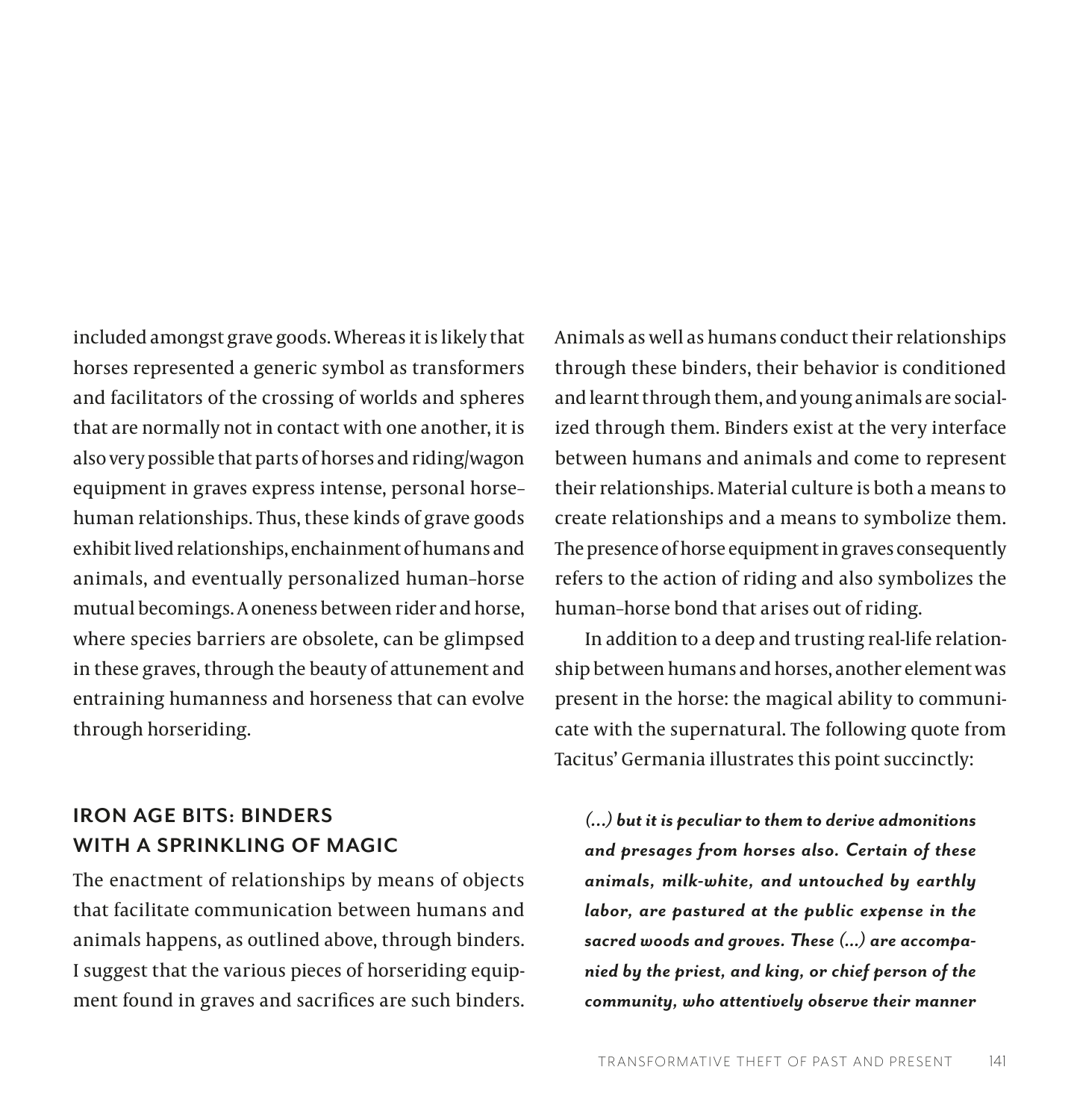included amongst grave goods. Whereas it is likely that horses represented a generic symbol as transformers and facilitators of the crossing of worlds and spheres that are normally not in contact with one another, it is also very possible that parts of horses and riding/wagon equipment in graves express intense, personal horse–human relationships. Thus, these kinds of grave goods exhibit lived relationships, enchainment of humans and animals, and eventually personalized human–horse mutual becomings. A oneness between rider and horse, where species barriers are obsolete, can be glimpsed in these graves, through the beauty of attunement and entraining humanness and horseness that can evolve through horseriding.

## IRON AGE BITS: BINDERS WITH A SPRINKLING OF MAGIC

The enactment of relationships by means of objects that facilitate communication between humans and animals happens, as outlined above, through binders. I suggest that the various pieces of horseriding equipment found in graves and sacrifices are such binders. Animals as well as humans conduct their relationships through these binders, their behavior is conditioned and learnt through them, and young animals are socialized through them. Binders exist at the very interface between humans and animals and come to represent their relationships. Material culture is both a means to create relationships and a means to symbolize them. The presence of horse equipment in graves consequently refers to the action of riding and also symbolizes the human–horse bond that arises out of riding.

In addition to a deep and trusting real-life relationship between humans and horses, another element was present in the horse: the magical ability to communicate with the supernatural. The following quote from Tacitus' Germania illustrates this point succinctly:

> ***(…) but it is peculiar to them to derive admonitions and presages from horses also. Certain of these animals, milk-white, and untouched by earthly labor, are pastured at the public expense in the sacred woods and groves. These (…) are accompanied by the priest, and king, or chief person of the community, who attentively observe their manner***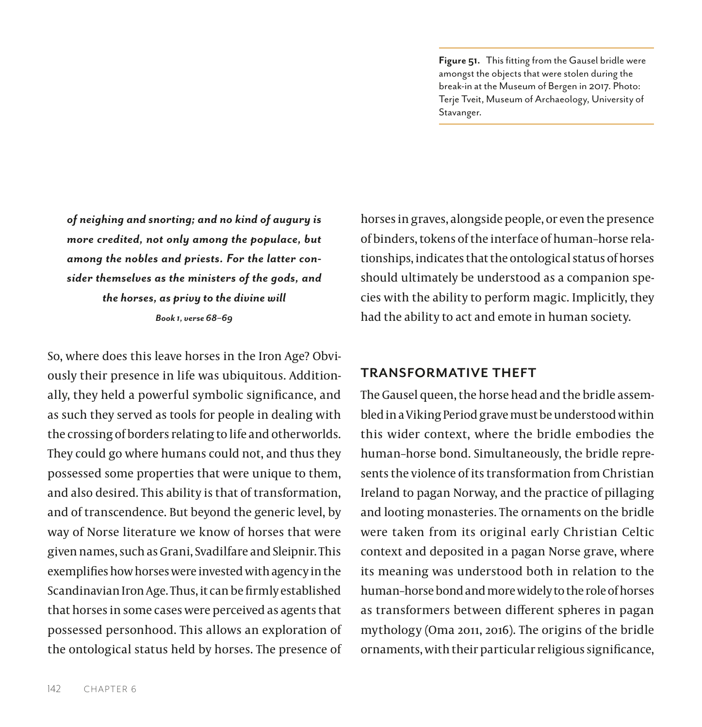**Figure 51.** This fitting from the Gausel bridle were amongst the objects that were stolen during the break-in at the Museum of Bergen in 2017. Photo: Terje Tveit, Museum of Archaeology, University of Stavanger.

> ***of neighing and snorting; and no kind of augury is more credited, not only among the populace, but among the nobles and priests. For the latter consider themselves as the ministers of the gods, and the horses, as privy to the divine will***
>
> ***Book 1, verse 68–69***

So, where does this leave horses in the Iron Age? Obviously their presence in life was ubiquitous. Additionally, they held a powerful symbolic significance, and as such they served as tools for people in dealing with the crossing of borders relating to life and otherworlds. They could go where humans could not, and thus they possessed some properties that were unique to them, and also desired. This ability is that of transformation, and of transcendence. But beyond the generic level, by way of Norse literature we know of horses that were given names, such as Grani, Svadilfare and Sleipnir. This exemplifies how horses were invested with agency in the Scandinavian Iron Age. Thus, it can be firmly established that horses in some cases were perceived as agents that possessed personhood. This allows an exploration of the ontological status held by horses. The presence of horses in graves, alongside people, or even the presence of binders, tokens of the interface of human–horse relationships, indicates that the ontological status of horses should ultimately be understood as a companion species with the ability to perform magic. Implicitly, they had the ability to act and emote in human society.

## TRANSFORMATIVE THEFT

The Gausel queen, the horse head and the bridle assembled in a Viking Period grave must be understood within this wider context, where the bridle embodies the human–horse bond. Simultaneously, the bridle represents the violence of its transformation from Christian Ireland to pagan Norway, and the practice of pillaging and looting monasteries. The ornaments on the bridle were taken from its original early Christian Celtic context and deposited in a pagan Norse grave, where its meaning was understood both in relation to the human–horse bond and more widely to the role of horses as transformers between different spheres in pagan mythology (Oma 2011, 2016). The origins of the bridle ornaments, with their particular religious significance,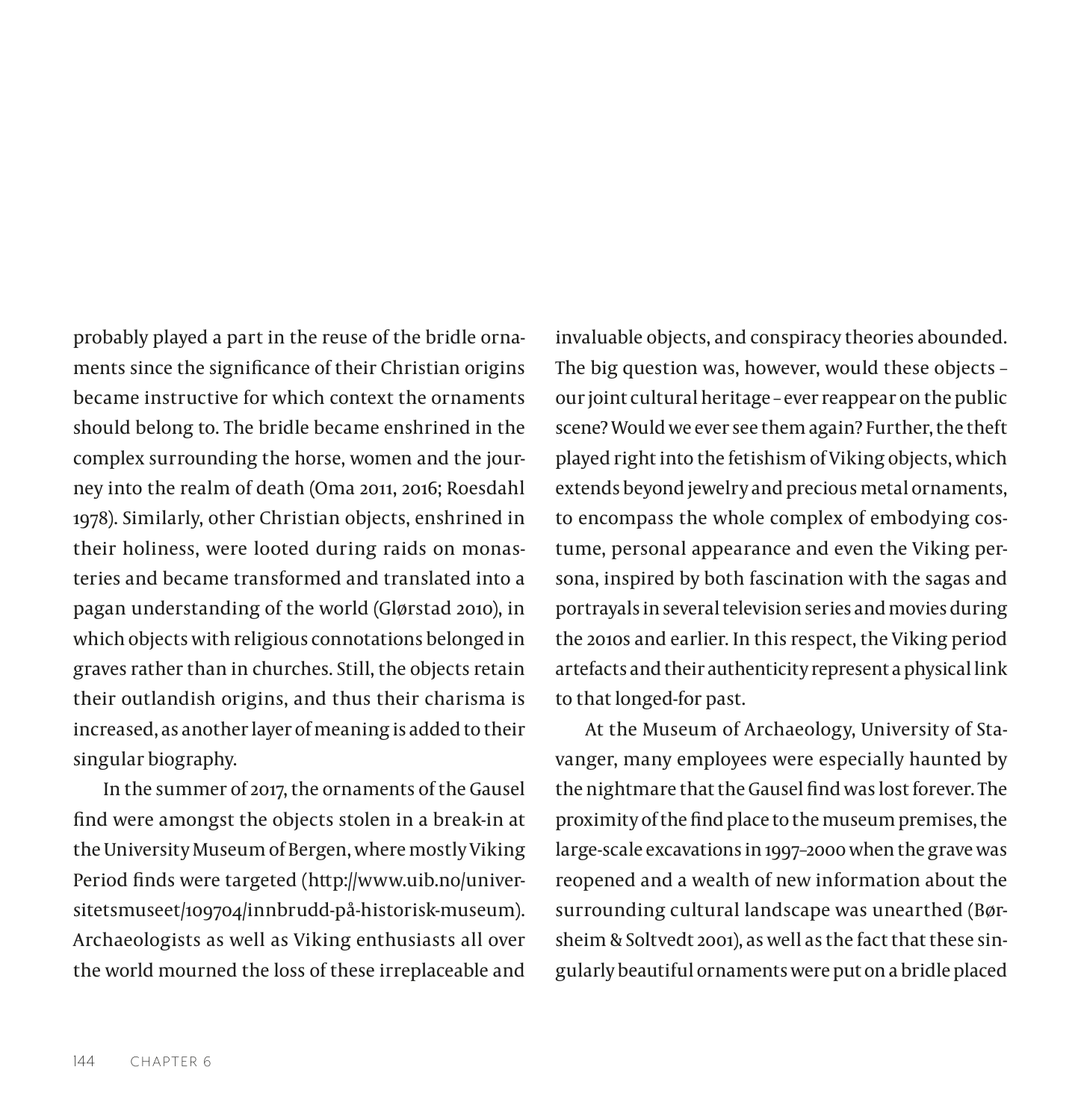probably played a part in the reuse of the bridle ornaments since the significance of their Christian origins became instructive for which context the ornaments should belong to. The bridle became enshrined in the complex surrounding the horse, women and the journey into the realm of death (Oma 2011, 2016; Roesdahl 1978). Similarly, other Christian objects, enshrined in their holiness, were looted during raids on monasteries and became transformed and translated into a pagan understanding of the world (Glørstad 2010), in which objects with religious connotations belonged in graves rather than in churches. Still, the objects retain their outlandish origins, and thus their charisma is increased, as another layer of meaning is added to their singular biography.

In the summer of 2017, the ornaments of the Gausel find were amongst the objects stolen in a break-in at the University Museum of Bergen, where mostly Viking Period finds were targeted (http://www.uib.no/universitetsmuseet/109704/innbrudd-på-historisk-museum). Archaeologists as well as Viking enthusiasts all over the world mourned the loss of these irreplaceable and invaluable objects, and conspiracy theories abounded. The big question was, however, would these objects – our joint cultural heritage – ever reappear on the public scene? Would we ever see them again? Further, the theft played right into the fetishism of Viking objects, which extends beyond jewelry and precious metal ornaments, to encompass the whole complex of embodying costume, personal appearance and even the Viking persona, inspired by both fascination with the sagas and portrayals in several television series and movies during the 2010s and earlier. In this respect, the Viking period artefacts and their authenticity represent a physical link to that longed-for past.

At the Museum of Archaeology, University of Stavanger, many employees were especially haunted by the nightmare that the Gausel find was lost forever. The proximity of the find place to the museum premises, the large-scale excavations in 1997–2000 when the grave was reopened and a wealth of new information about the surrounding cultural landscape was unearthed (Børsheim & Soltvedt 2001), as well as the fact that these singularly beautiful ornaments were put on a bridle placed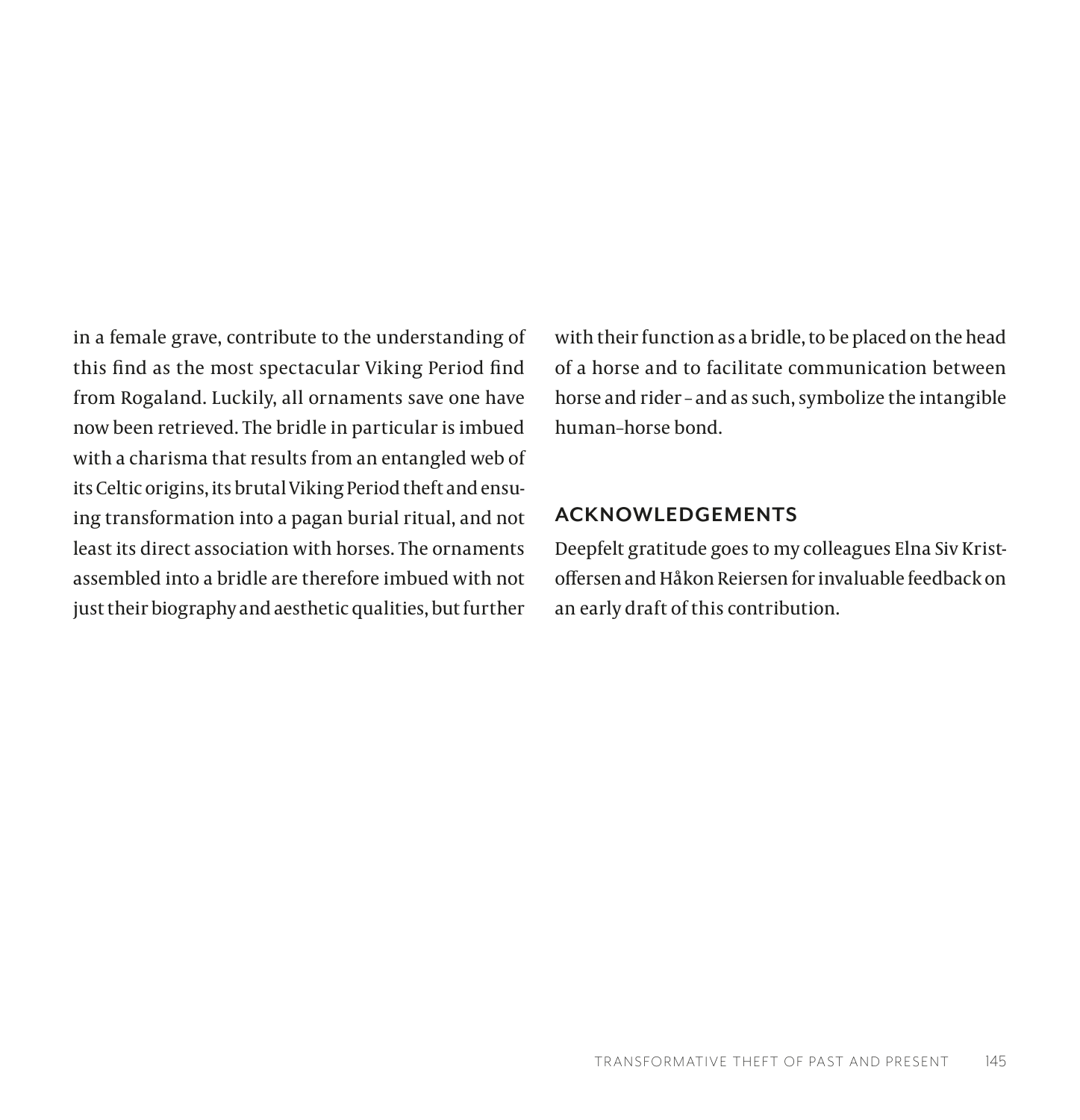in a female grave, contribute to the understanding of this find as the most spectacular Viking Period find from Rogaland. Luckily, all ornaments save one have now been retrieved. The bridle in particular is imbued with a charisma that results from an entangled web of its Celtic origins, its brutal Viking Period theft and ensuing transformation into a pagan burial ritual, and not least its direct association with horses. The ornaments assembled into a bridle are therefore imbued with not just their biography and aesthetic qualities, but further with their function as a bridle, to be placed on the head of a horse and to facilitate communication between horse and rider – and as such, symbolize the intangible human–horse bond.

## ACKNOWLEDGEMENTS

Deepfelt gratitude goes to my colleagues Elna Siv Kristoffersen and Håkon Reiersen for invaluable feedback on an early draft of this contribution.